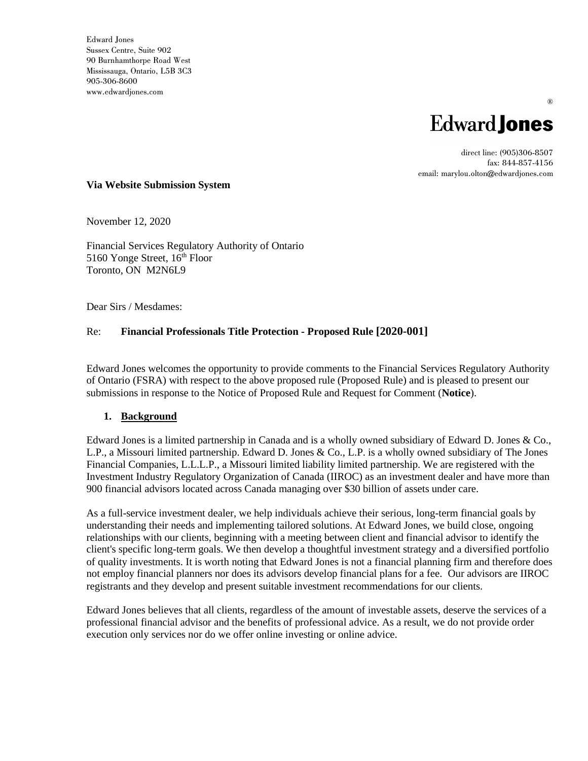Edward Jones
Sussex Centre, Suite 902
90 Burnhamthorpe Road West
Mississauga, Ontario, L5B 3C3
905-306-8600
www.edwardjones.com

Edward Jones®

direct line: (905)306-8507
fax: 844-857-4156
email: marylou.olton@edwardjones.com

**Via Website Submission System**

November 12, 2020

Financial Services Regulatory Authority of Ontario
5160 Yonge Street, 16th Floor
Toronto, ON M2N6L9

Dear Sirs / Mesdames:

Re: **Financial Professionals Title Protection - Proposed Rule [2020-001]**

Edward Jones welcomes the opportunity to provide comments to the Financial Services Regulatory Authority of Ontario (FSRA) with respect to the above proposed rule (Proposed Rule) and is pleased to present our submissions in response to the Notice of Proposed Rule and Request for Comment (**Notice**).

1. **Background**

Edward Jones is a limited partnership in Canada and is a wholly owned subsidiary of Edward D. Jones & Co., L.P., a Missouri limited partnership. Edward D. Jones & Co., L.P. is a wholly owned subsidiary of The Jones Financial Companies, L.L.L.P., a Missouri limited liability limited partnership. We are registered with the Investment Industry Regulatory Organization of Canada (IIROC) as an investment dealer and have more than 900 financial advisors located across Canada managing over $30 billion of assets under care.

As a full-service investment dealer, we help individuals achieve their serious, long-term financial goals by understanding their needs and implementing tailored solutions. At Edward Jones, we build close, ongoing relationships with our clients, beginning with a meeting between client and financial advisor to identify the client's specific long-term goals. We then develop a thoughtful investment strategy and a diversified portfolio of quality investments. It is worth noting that Edward Jones is not a financial planning firm and therefore does not employ financial planners nor does its advisors develop financial plans for a fee. Our advisors are IIROC registrants and they develop and present suitable investment recommendations for our clients.

Edward Jones believes that all clients, regardless of the amount of investable assets, deserve the services of a professional financial advisor and the benefits of professional advice. As a result, we do not provide order execution only services nor do we offer online investing or online advice.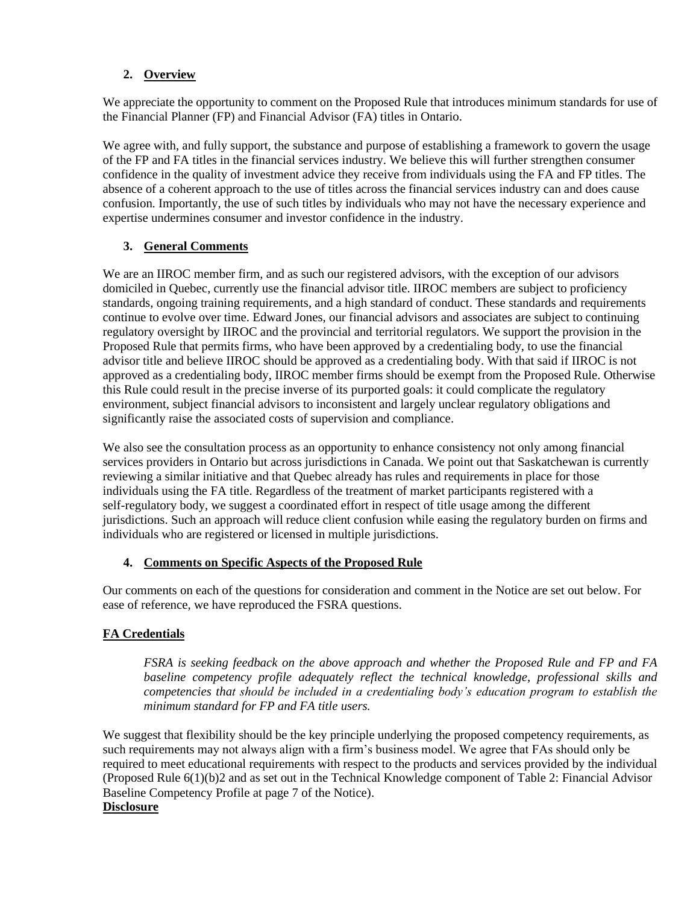## 2. Overview

We appreciate the opportunity to comment on the Proposed Rule that introduces minimum standards for use of the Financial Planner (FP) and Financial Advisor (FA) titles in Ontario.

We agree with, and fully support, the substance and purpose of establishing a framework to govern the usage of the FP and FA titles in the financial services industry. We believe this will further strengthen consumer confidence in the quality of investment advice they receive from individuals using the FA and FP titles. The absence of a coherent approach to the use of titles across the financial services industry can and does cause confusion. Importantly, the use of such titles by individuals who may not have the necessary experience and expertise undermines consumer and investor confidence in the industry.

## 3. General Comments

We are an IIROC member firm, and as such our registered advisors, with the exception of our advisors domiciled in Quebec, currently use the financial advisor title. IIROC members are subject to proficiency standards, ongoing training requirements, and a high standard of conduct. These standards and requirements continue to evolve over time. Edward Jones, our financial advisors and associates are subject to continuing regulatory oversight by IIROC and the provincial and territorial regulators. We support the provision in the Proposed Rule that permits firms, who have been approved by a credentialing body, to use the financial advisor title and believe IIROC should be approved as a credentialing body. With that said if IIROC is not approved as a credentialing body, IIROC member firms should be exempt from the Proposed Rule. Otherwise this Rule could result in the precise inverse of its purported goals: it could complicate the regulatory environment, subject financial advisors to inconsistent and largely unclear regulatory obligations and significantly raise the associated costs of supervision and compliance.

We also see the consultation process as an opportunity to enhance consistency not only among financial services providers in Ontario but across jurisdictions in Canada. We point out that Saskatchewan is currently reviewing a similar initiative and that Quebec already has rules and requirements in place for those individuals using the FA title. Regardless of the treatment of market participants registered with a self-regulatory body, we suggest a coordinated effort in respect of title usage among the different jurisdictions. Such an approach will reduce client confusion while easing the regulatory burden on firms and individuals who are registered or licensed in multiple jurisdictions.

## 4. Comments on Specific Aspects of the Proposed Rule

Our comments on each of the questions for consideration and comment in the Notice are set out below. For ease of reference, we have reproduced the FSRA questions.

### FA Credentials

> *FSRA is seeking feedback on the above approach and whether the Proposed Rule and FP and FA baseline competency profile adequately reflect the technical knowledge, professional skills and competencies that should be included in a credentialing body's education program to establish the minimum standard for FP and FA title users.*

We suggest that flexibility should be the key principle underlying the proposed competency requirements, as such requirements may not always align with a firm's business model. We agree that FAs should only be required to meet educational requirements with respect to the products and services provided by the individual (Proposed Rule 6(1)(b)2 and as set out in the Technical Knowledge component of Table 2: Financial Advisor Baseline Competency Profile at page 7 of the Notice).

### Disclosure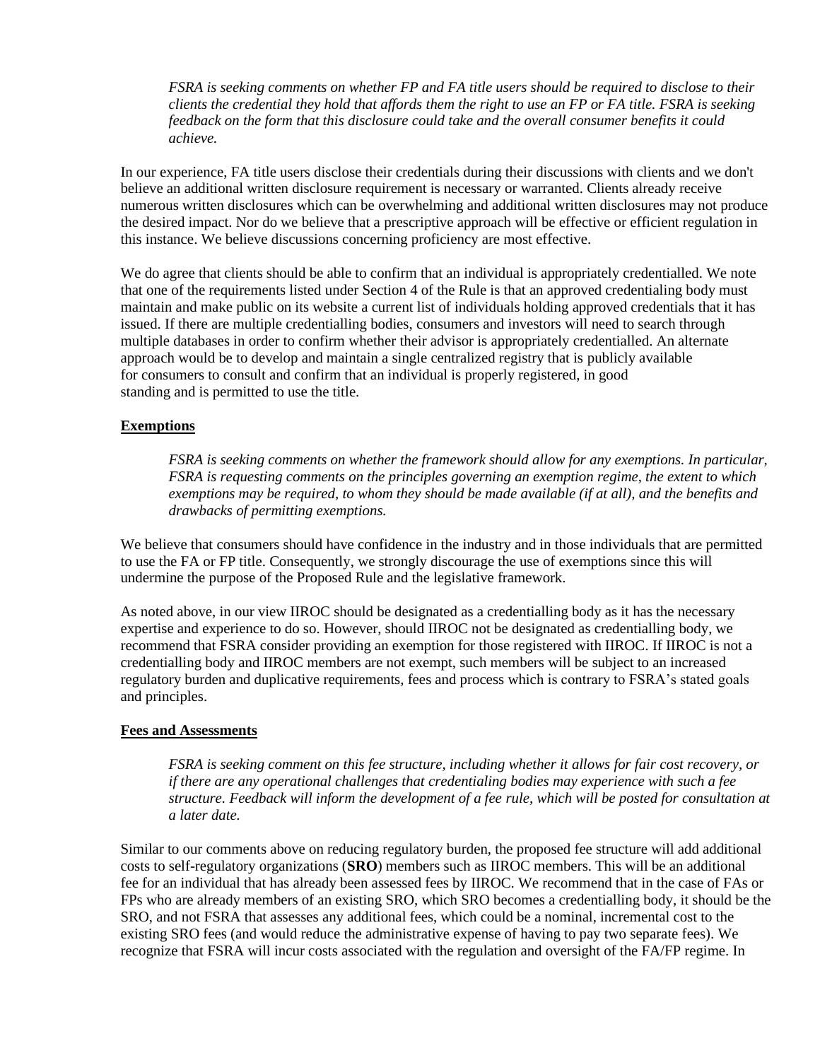> *FSRA is seeking comments on whether FP and FA title users should be required to disclose to their clients the credential they hold that affords them the right to use an FP or FA title. FSRA is seeking feedback on the form that this disclosure could take and the overall consumer benefits it could achieve.*

In our experience, FA title users disclose their credentials during their discussions with clients and we don't believe an additional written disclosure requirement is necessary or warranted. Clients already receive numerous written disclosures which can be overwhelming and additional written disclosures may not produce the desired impact. Nor do we believe that a prescriptive approach will be effective or efficient regulation in this instance. We believe discussions concerning proficiency are most effective.

We do agree that clients should be able to confirm that an individual is appropriately credentialled. We note that one of the requirements listed under Section 4 of the Rule is that an approved credentialing body must maintain and make public on its website a current list of individuals holding approved credentials that it has issued. If there are multiple credentialling bodies, consumers and investors will need to search through multiple databases in order to confirm whether their advisor is appropriately credentialled. An alternate approach would be to develop and maintain a single centralized registry that is publicly available for consumers to consult and confirm that an individual is properly registered, in good standing and is permitted to use the title.

## Exemptions

> *FSRA is seeking comments on whether the framework should allow for any exemptions. In particular, FSRA is requesting comments on the principles governing an exemption regime, the extent to which exemptions may be required, to whom they should be made available (if at all), and the benefits and drawbacks of permitting exemptions.*

We believe that consumers should have confidence in the industry and in those individuals that are permitted to use the FA or FP title. Consequently, we strongly discourage the use of exemptions since this will undermine the purpose of the Proposed Rule and the legislative framework.

As noted above, in our view IIROC should be designated as a credentialling body as it has the necessary expertise and experience to do so. However, should IIROC not be designated as credentialling body, we recommend that FSRA consider providing an exemption for those registered with IIROC. If IIROC is not a credentialling body and IIROC members are not exempt, such members will be subject to an increased regulatory burden and duplicative requirements, fees and process which is contrary to FSRA's stated goals and principles.

## Fees and Assessments

> *FSRA is seeking comment on this fee structure, including whether it allows for fair cost recovery, or if there are any operational challenges that credentialing bodies may experience with such a fee structure. Feedback will inform the development of a fee rule, which will be posted for consultation at a later date.*

Similar to our comments above on reducing regulatory burden, the proposed fee structure will add additional costs to self-regulatory organizations (**SRO**) members such as IIROC members. This will be an additional fee for an individual that has already been assessed fees by IIROC. We recommend that in the case of FAs or FPs who are already members of an existing SRO, which SRO becomes a credentialling body, it should be the SRO, and not FSRA that assesses any additional fees, which could be a nominal, incremental cost to the existing SRO fees (and would reduce the administrative expense of having to pay two separate fees). We recognize that FSRA will incur costs associated with the regulation and oversight of the FA/FP regime. In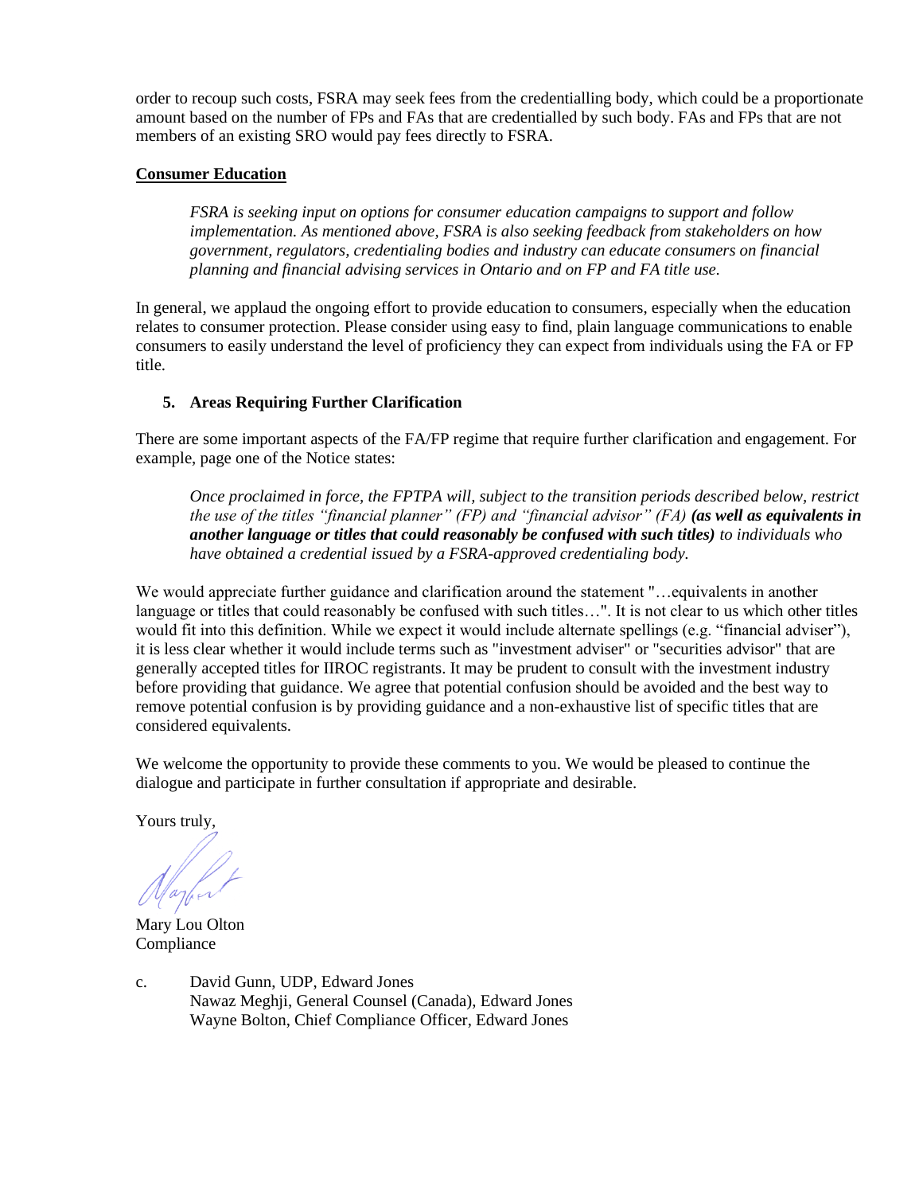order to recoup such costs, FSRA may seek fees from the credentialling body, which could be a proportionate amount based on the number of FPs and FAs that are credentialled by such body. FAs and FPs that are not members of an existing SRO would pay fees directly to FSRA.

**Consumer Education**

> *FSRA is seeking input on options for consumer education campaigns to support and follow implementation. As mentioned above, FSRA is also seeking feedback from stakeholders on how government, regulators, credentialing bodies and industry can educate consumers on financial planning and financial advising services in Ontario and on FP and FA title use.*

In general, we applaud the ongoing effort to provide education to consumers, especially when the education relates to consumer protection. Please consider using easy to find, plain language communications to enable consumers to easily understand the level of proficiency they can expect from individuals using the FA or FP title.

## 5. Areas Requiring Further Clarification

There are some important aspects of the FA/FP regime that require further clarification and engagement. For example, page one of the Notice states:

> *Once proclaimed in force, the FPTPA will, subject to the transition periods described below, restrict the use of the titles "financial planner" (FP) and "financial advisor" (FA)* ***(as well as equivalents in another language or titles that could reasonably be confused with such titles)*** *to individuals who have obtained a credential issued by a FSRA-approved credentialing body.*

We would appreciate further guidance and clarification around the statement "…equivalents in another language or titles that could reasonably be confused with such titles…". It is not clear to us which other titles would fit into this definition. While we expect it would include alternate spellings (e.g. "financial adviser"), it is less clear whether it would include terms such as "investment adviser" or "securities advisor" that are generally accepted titles for IIROC registrants. It may be prudent to consult with the investment industry before providing that guidance. We agree that potential confusion should be avoided and the best way to remove potential confusion is by providing guidance and a non-exhaustive list of specific titles that are considered equivalents.

We welcome the opportunity to provide these comments to you. We would be pleased to continue the dialogue and participate in further consultation if appropriate and desirable.

Yours truly,

Mary Lou Olton
Compliance

c. David Gunn, UDP, Edward Jones
Nawaz Meghji, General Counsel (Canada), Edward Jones
Wayne Bolton, Chief Compliance Officer, Edward Jones